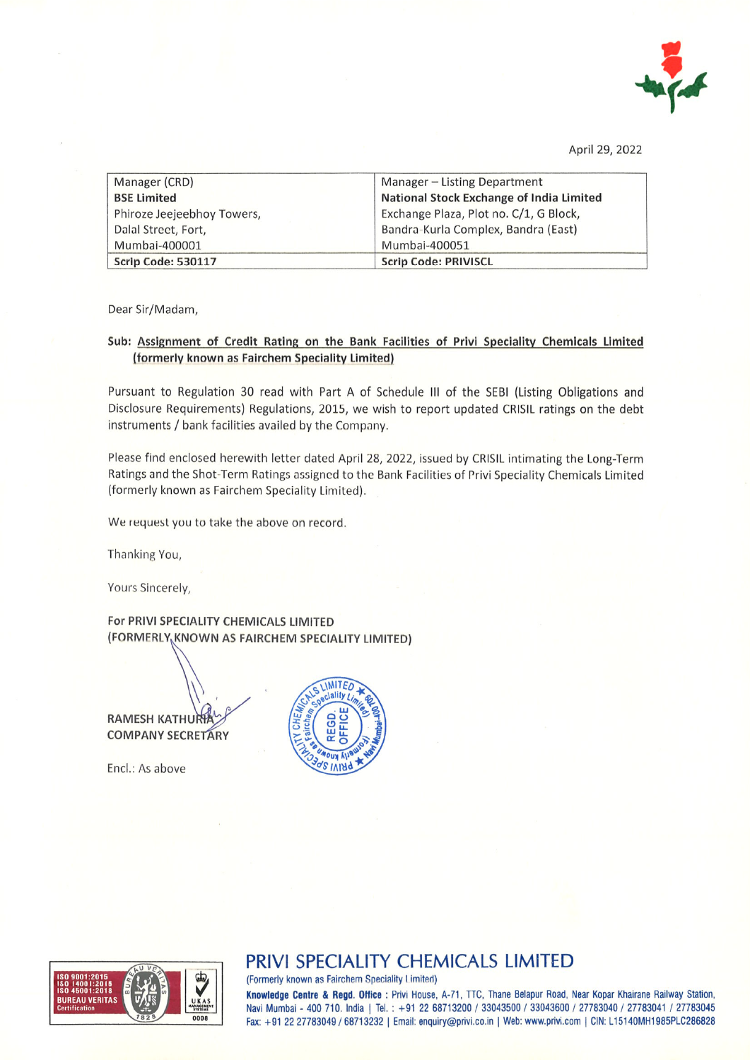April 29, 2022

| Manager (CRD)<br>**BSE Limited**<br>Phiroze Jeejeebhoy Towers,<br>Dalal Street, Fort,<br>Mumbai-400001 | Manager – Listing Department<br>**National Stock Exchange of India Limited**<br>Exchange Plaza, Plot no. C/1, G Block,<br>Bandra-Kurla Complex, Bandra (East)<br>Mumbai-400051 |
|---|---|
| **Scrip Code: 530117** | **Scrip Code: PRIVISCL** |

Dear Sir/Madam,

**Sub: Assignment of Credit Rating on the Bank Facilities of Privi Speciality Chemicals Limited (formerly known as Fairchem Speciality Limited)**

Pursuant to Regulation 30 read with Part A of Schedule III of the SEBI (Listing Obligations and Disclosure Requirements) Regulations, 2015, we wish to report updated CRISIL ratings on the debt instruments / bank facilities availed by the Company.

Please find enclosed herewith letter dated April 28, 2022, issued by CRISIL intimating the Long-Term Ratings and the Shot-Term Ratings assigned to the Bank Facilities of Privi Speciality Chemicals Limited (formerly known as Fairchem Speciality Limited).

We request you to take the above on record.

Thanking You,

Yours Sincerely,

**For PRIVI SPECIALITY CHEMICALS LIMITED**
**(FORMERLY KNOWN AS FAIRCHEM SPECIALITY LIMITED)**

**RAMESH KATHURIA**
**COMPANY SECRETARY**

Encl.: As above

## PRIVI SPECIALITY CHEMICALS LIMITED

(Formerly known as Fairchem Speciality Limited)

**Knowledge Centre & Regd. Office :** Privi House, A-71, TTC, Thane Belapur Road, Near Kopar Khairane Railway Station, Navi Mumbai - 400 710. India | Tel. : +91 22 68713200 / 33043500 / 33043600 / 27783040 / 27783041 / 27783045 Fax: +91 22 27783049 / 68713232 | Email: enquiry@privi.co.in | Web: www.privi.com | CIN: L15140MH1985PLC286828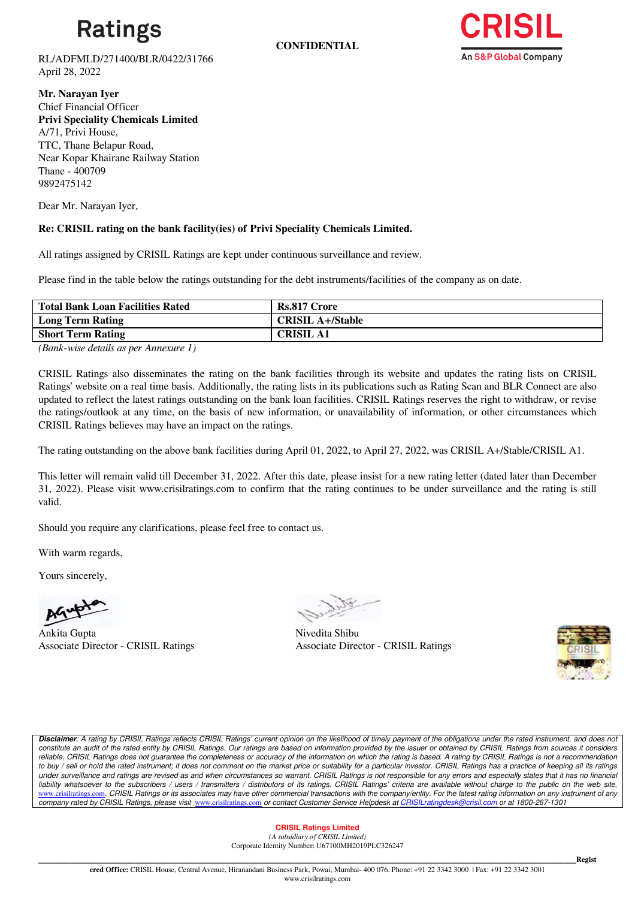# Ratings

**CONFIDENTIAL**

**CRISIL**
An S&P Global Company

RL/ADFMLD/271400/BLR/0422/31766
April 28, 2022

**Mr. Narayan Iyer**
Chief Financial Officer
**Privi Speciality Chemicals Limited**
A/71, Privi House,
TTC, Thane Belapur Road,
Near Kopar Khairane Railway Station
Thane - 400709
9892475142

Dear Mr. Narayan Iyer,

**Re: CRISIL rating on the bank facility(ies) of Privi Speciality Chemicals Limited.**

All ratings assigned by CRISIL Ratings are kept under continuous surveillance and review.

Please find in the table below the ratings outstanding for the debt instruments/facilities of the company as on date.

| | |
|---|---|
| **Total Bank Loan Facilities Rated** | **Rs.817 Crore** |
| **Long Term Rating** | **CRISIL A+/Stable** |
| **Short Term Rating** | **CRISIL A1** |

*(Bank-wise details as per Annexure 1)*

CRISIL Ratings also disseminates the rating on the bank facilities through its website and updates the rating lists on CRISIL Ratings' website on a real time basis. Additionally, the rating lists in its publications such as Rating Scan and BLR Connect are also updated to reflect the latest ratings outstanding on the bank loan facilities. CRISIL Ratings reserves the right to withdraw, or revise the ratings/outlook at any time, on the basis of new information, or unavailability of information, or other circumstances which CRISIL Ratings believes may have an impact on the ratings.

The rating outstanding on the above bank facilities during April 01, 2022, to April 27, 2022, was CRISIL A+/Stable/CRISIL A1.

This letter will remain valid till December 31, 2022. After this date, please insist for a new rating letter (dated later than December 31, 2022). Please visit www.crisilratings.com to confirm that the rating continues to be under surveillance and the rating is still valid.

Should you require any clarifications, please feel free to contact us.

With warm regards,

Yours sincerely,

Ankita Gupta
Associate Director - CRISIL Ratings

Nivedita Shibu
Associate Director - CRISIL Ratings

***Disclaimer**: A rating by CRISIL Ratings reflects CRISIL Ratings' current opinion on the likelihood of timely payment of the obligations under the rated instrument, and does not constitute an audit of the rated entity by CRISIL Ratings. Our ratings are based on information provided by the issuer or obtained by CRISIL Ratings from sources it considers reliable. CRISIL Ratings does not guarantee the completeness or accuracy of the information on which the rating is based. A rating by CRISIL Ratings is not a recommendation to buy / sell or hold the rated instrument; it does not comment on the market price or suitability for a particular investor. CRISIL Ratings has a practice of keeping all its ratings under surveillance and ratings are revised as and when circumstances so warrant. CRISIL Ratings is not responsible for any errors and especially states that it has no financial liability whatsoever to the subscribers / users / transmitters / distributors of its ratings. CRISIL Ratings' criteria are available without charge to the public on the web site, www.crisilratings.com. CRISIL Ratings or its associates may have other commercial transactions with the company/entity. For the latest rating information on any instrument of any company rated by CRISIL Ratings, please visit www.crisilratings.com or contact Customer Service Helpdesk at CRISILratingdesk@crisil.com or at 1800-267-1301*

**CRISIL Ratings Limited**
*(A subsidiary of CRISIL Limited)*
Corporate Identity Number: U67100MH2019PLC326247

**Registered Office:** CRISIL House, Central Avenue, Hiranandani Business Park, Powai, Mumbai- 400 076. Phone: +91 22 3342 3000 | Fax: +91 22 3342 3001
www.crisilratings.com